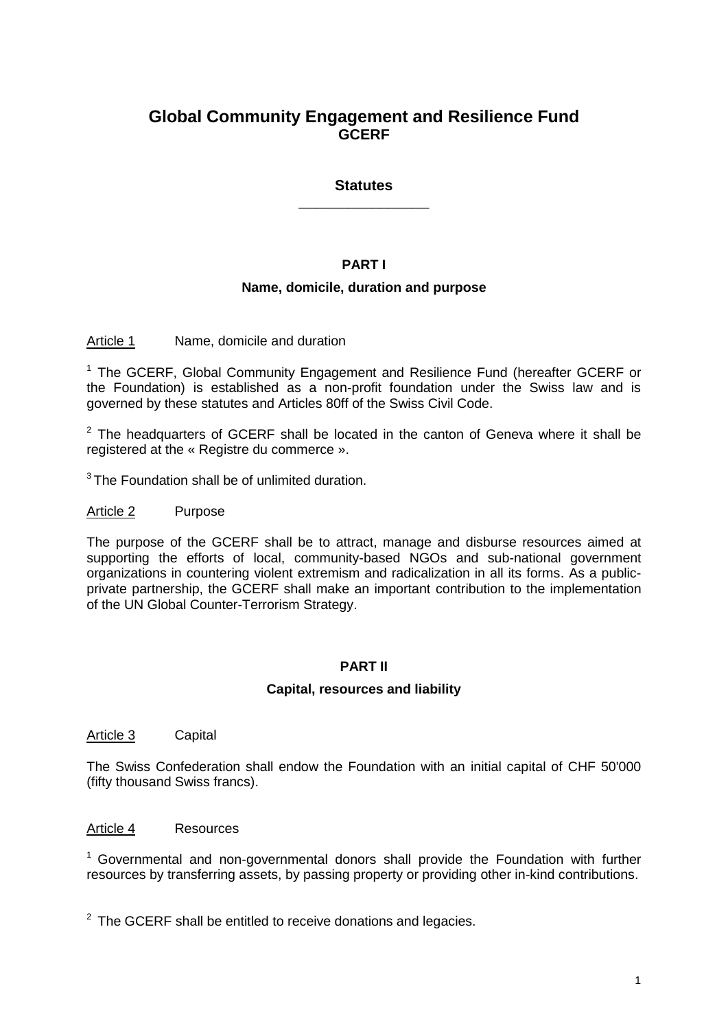# Global Community Engagement and Resilience Fund
## GCERF

### Statutes

---

## PART I

### Name, domicile, duration and purpose

Article 1 Name, domicile and duration

[1] The GCERF, Global Community Engagement and Resilience Fund (hereafter GCERF or the Foundation) is established as a non-profit foundation under the Swiss law and is governed by these statutes and Articles 80ff of the Swiss Civil Code.

[2] The headquarters of GCERF shall be located in the canton of Geneva where it shall be registered at the « Registre du commerce ».

[3] The Foundation shall be of unlimited duration.

Article 2 Purpose

The purpose of the GCERF shall be to attract, manage and disburse resources aimed at supporting the efforts of local, community-based NGOs and sub-national government organizations in countering violent extremism and radicalization in all its forms. As a public-private partnership, the GCERF shall make an important contribution to the implementation of the UN Global Counter-Terrorism Strategy.

## PART II

### Capital, resources and liability

Article 3 Capital

The Swiss Confederation shall endow the Foundation with an initial capital of CHF 50'000 (fifty thousand Swiss francs).

Article 4 Resources

[1] Governmental and non-governmental donors shall provide the Foundation with further resources by transferring assets, by passing property or providing other in-kind contributions.

[2] The GCERF shall be entitled to receive donations and legacies.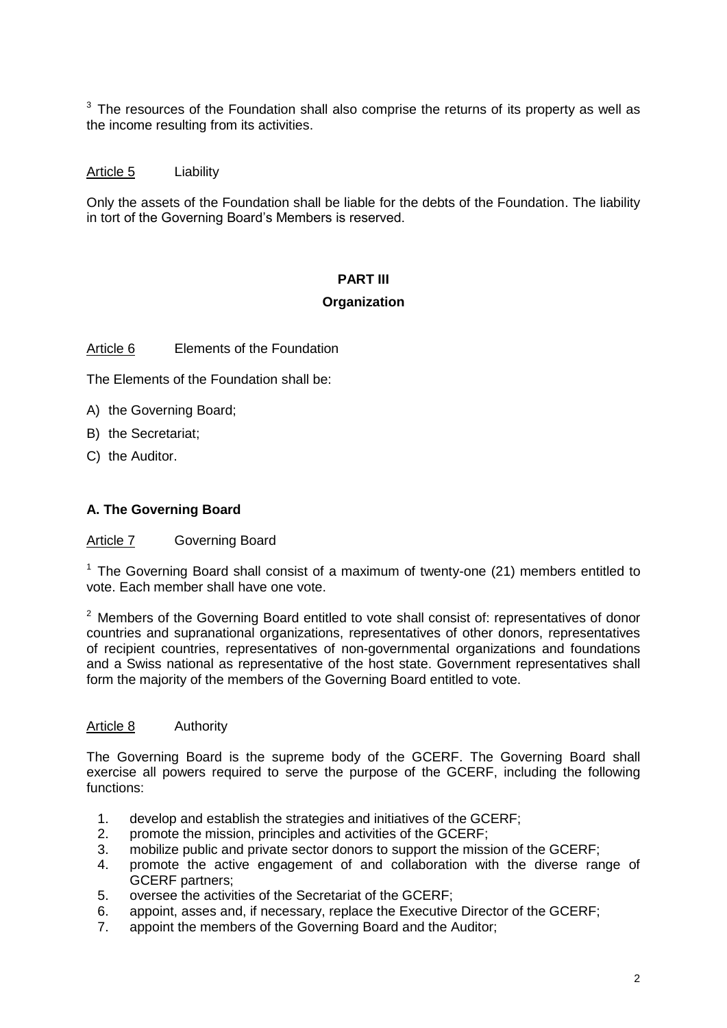[3] The resources of the Foundation shall also comprise the returns of its property as well as the income resulting from its activities.

Article 5 Liability

Only the assets of the Foundation shall be liable for the debts of the Foundation. The liability in tort of the Governing Board's Members is reserved.

## PART III

## Organization

Article 6 Elements of the Foundation

The Elements of the Foundation shall be:

A) the Governing Board;

B) the Secretariat;

C) the Auditor.

### A. The Governing Board

Article 7 Governing Board

[1] The Governing Board shall consist of a maximum of twenty-one (21) members entitled to vote. Each member shall have one vote.

[2] Members of the Governing Board entitled to vote shall consist of: representatives of donor countries and supranational organizations, representatives of other donors, representatives of recipient countries, representatives of non-governmental organizations and foundations and a Swiss national as representative of the host state. Government representatives shall form the majority of the members of the Governing Board entitled to vote.

Article 8 Authority

The Governing Board is the supreme body of the GCERF. The Governing Board shall exercise all powers required to serve the purpose of the GCERF, including the following functions:

1. develop and establish the strategies and initiatives of the GCERF;
2. promote the mission, principles and activities of the GCERF;
3. mobilize public and private sector donors to support the mission of the GCERF;
4. promote the active engagement of and collaboration with the diverse range of GCERF partners;
5. oversee the activities of the Secretariat of the GCERF;
6. appoint, asses and, if necessary, replace the Executive Director of the GCERF;
7. appoint the members of the Governing Board and the Auditor;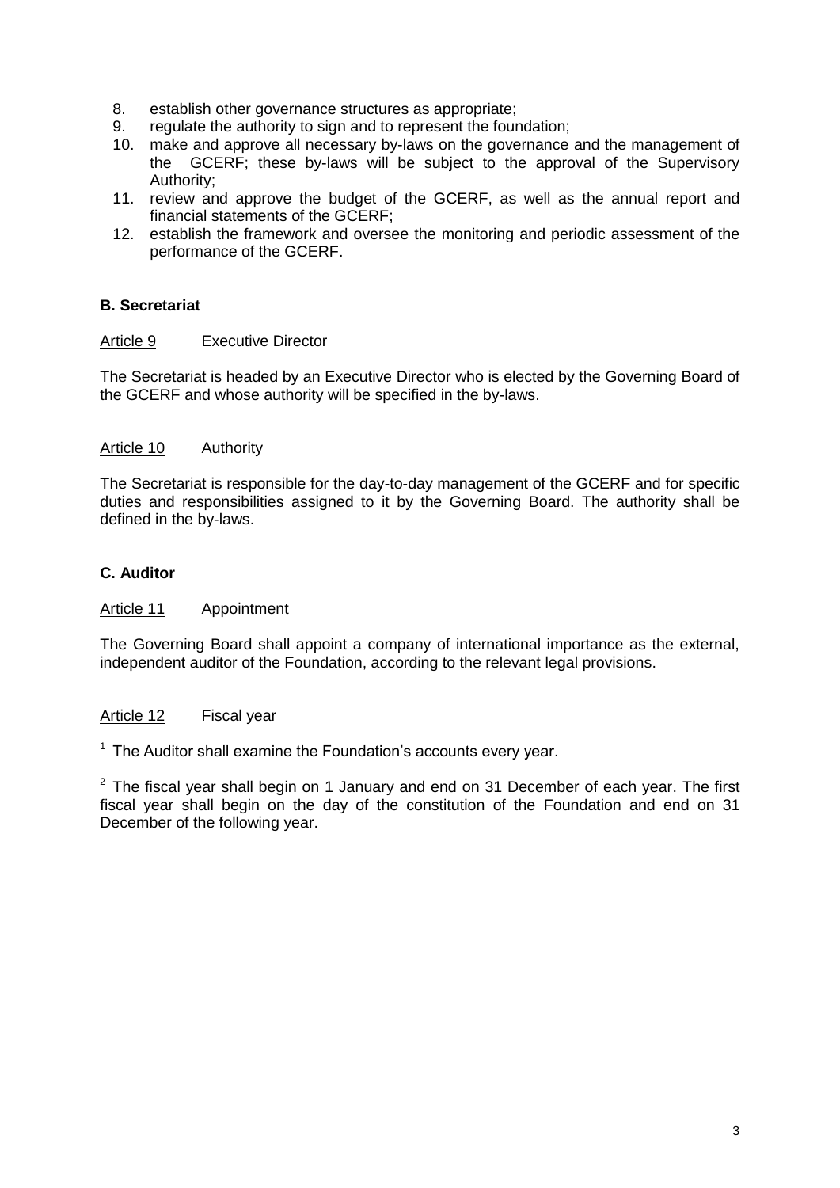8. establish other governance structures as appropriate;
9. regulate the authority to sign and to represent the foundation;
10. make and approve all necessary by-laws on the governance and the management of the GCERF; these by-laws will be subject to the approval of the Supervisory Authority;
11. review and approve the budget of the GCERF, as well as the annual report and financial statements of the GCERF;
12. establish the framework and oversee the monitoring and periodic assessment of the performance of the GCERF.

### B. Secretariat

Article 9 Executive Director

The Secretariat is headed by an Executive Director who is elected by the Governing Board of the GCERF and whose authority will be specified in the by-laws.

Article 10 Authority

The Secretariat is responsible for the day-to-day management of the GCERF and for specific duties and responsibilities assigned to it by the Governing Board. The authority shall be defined in the by-laws.

### C. Auditor

Article 11 Appointment

The Governing Board shall appoint a company of international importance as the external, independent auditor of the Foundation, according to the relevant legal provisions.

Article 12 Fiscal year

[1] The Auditor shall examine the Foundation's accounts every year.

[2] The fiscal year shall begin on 1 January and end on 31 December of each year. The first fiscal year shall begin on the day of the constitution of the Foundation and end on 31 December of the following year.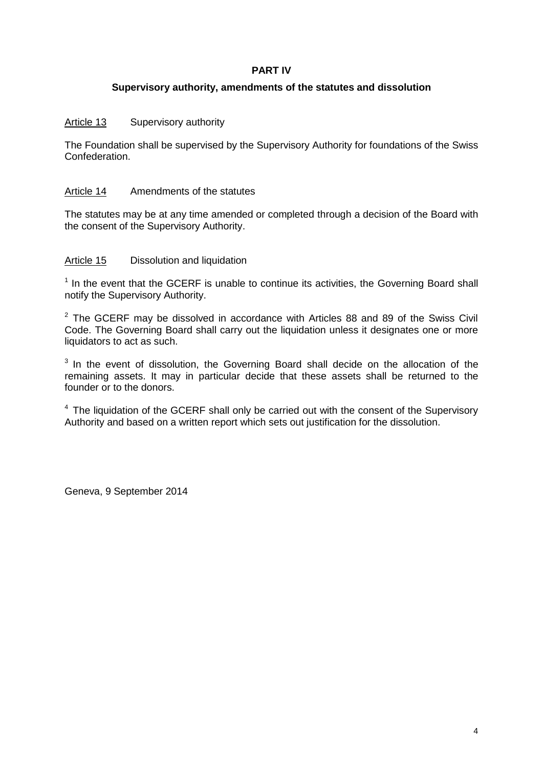## PART IV

### Supervisory authority, amendments of the statutes and dissolution

Article 13 Supervisory authority

The Foundation shall be supervised by the Supervisory Authority for foundations of the Swiss Confederation.

Article 14 Amendments of the statutes

The statutes may be at any time amended or completed through a decision of the Board with the consent of the Supervisory Authority.

Article 15 Dissolution and liquidation

[1] In the event that the GCERF is unable to continue its activities, the Governing Board shall notify the Supervisory Authority.

[2] The GCERF may be dissolved in accordance with Articles 88 and 89 of the Swiss Civil Code. The Governing Board shall carry out the liquidation unless it designates one or more liquidators to act as such.

[3] In the event of dissolution, the Governing Board shall decide on the allocation of the remaining assets. It may in particular decide that these assets shall be returned to the founder or to the donors.

[4] The liquidation of the GCERF shall only be carried out with the consent of the Supervisory Authority and based on a written report which sets out justification for the dissolution.

Geneva, 9 September 2014